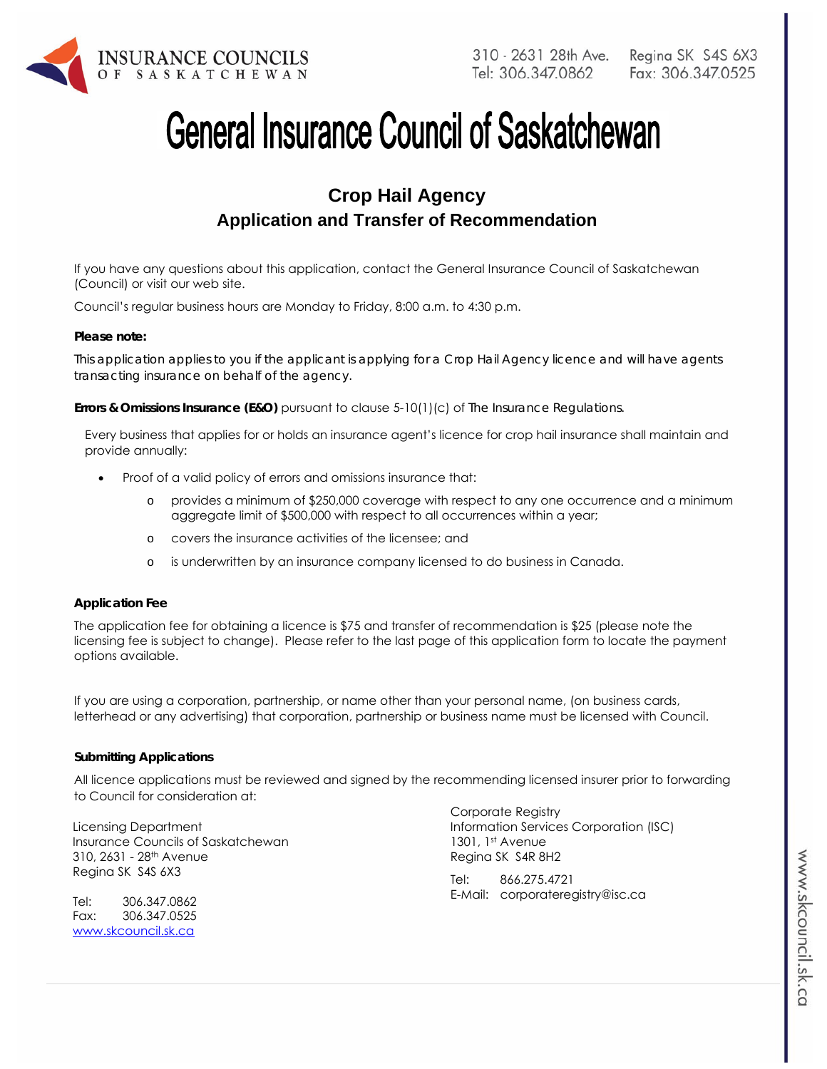INSURANCE COUNCILS OF SASKATCHEWAN

310 - 2631 28th Ave. Regina SK S4S 6X3
Tel: 306.347.0862 Fax: 306.347.0525

# General Insurance Council of Saskatchewan

## Crop Hail Agency
## Application and Transfer of Recommendation

If you have any questions about this application, contact the General Insurance Council of Saskatchewan (Council) or visit our web site.

Council's regular business hours are Monday to Friday, 8:00 a.m. to 4:30 p.m.

**Please note:**

This application applies to you if the applicant is applying for a Crop Hail Agency licence and will have agents transacting insurance on behalf of the agency.

**Errors & Omissions Insurance (E&O)** pursuant to clause 5-10(1)(c) of *The Insurance Regulations*.

Every business that applies for or holds an insurance agent's licence for crop hail insurance shall maintain and provide annually:

- Proof of a valid policy of errors and omissions insurance that:
  - provides a minimum of $250,000 coverage with respect to any one occurrence and a minimum aggregate limit of $500,000 with respect to all occurrences within a year;
  - covers the insurance activities of the licensee; and
  - is underwritten by an insurance company licensed to do business in Canada.

**Application Fee**

The application fee for obtaining a licence is $75 and transfer of recommendation is $25 (please note the licensing fee is subject to change). Please refer to the last page of this application form to locate the payment options available.

If you are using a corporation, partnership, or name other than your personal name, (on business cards, letterhead or any advertising) that corporation, partnership or business name must be licensed with Council.

**Submitting Applications**

All licence applications must be reviewed and signed by the recommending licensed insurer prior to forwarding to Council for consideration at:

Licensing Department
Insurance Councils of Saskatchewan
310, 2631 - 28th Avenue
Regina SK S4S 6X3

Tel: 306.347.0862
Fax: 306.347.0525
www.skcouncil.sk.ca

Corporate Registry
Information Services Corporation (ISC)
1301, 1st Avenue
Regina SK S4R 8H2

Tel: 866.275.4721
E-Mail: corporateregistry@isc.ca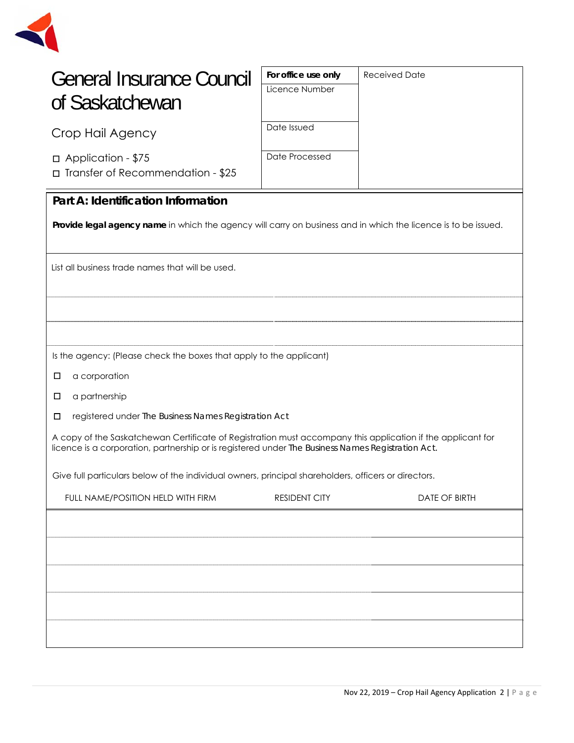# General Insurance Council of Saskatchewan

| For office use only | Received Date |
|---|---|
| Licence Number | |
| Date Issued | |
| Date Processed | |

Crop Hail Agency

☐ Application - $75

☐ Transfer of Recommendation - $25

## Part A: Identification Information

**Provide legal agency name** in which the agency will carry on business and in which the licence is to be issued.

List all business trade names that will be used.

Is the agency: (Please check the boxes that apply to the applicant)

☐ a corporation

☐ a partnership

☐ registered under The Business Names Registration Act

A copy of the Saskatchewan Certificate of Registration must accompany this application if the applicant for licence is a corporation, partnership or is registered under The Business Names Registration Act.

Give full particulars below of the individual owners, principal shareholders, officers or directors.

| FULL NAME/POSITION HELD WITH FIRM | RESIDENT CITY | DATE OF BIRTH |
|---|---|---|
| | | |
| | | |
| | | |
| | | |
| | | |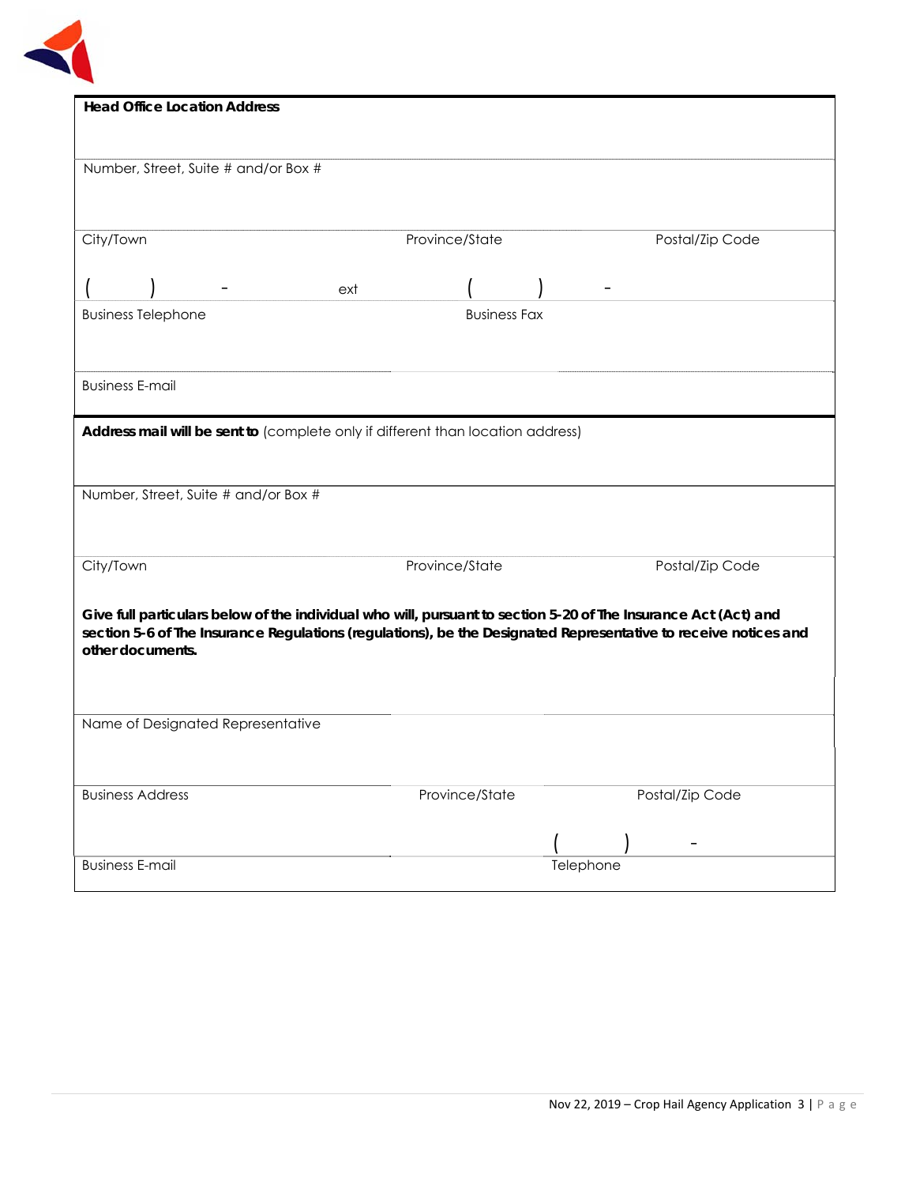**Head Office Location Address**

Number, Street, Suite # and/or Box #

| City/Town | Province/State | Postal/Zip Code |
|---|---|---|

| ( ) - ext | ( ) - |
|---|---|
| Business Telephone | Business Fax |

Business E-mail

**Address mail will be sent to** (complete only if different than location address)

Number, Street, Suite # and/or Box #

| City/Town | Province/State | Postal/Zip Code |
|---|---|---|

**Give full particulars below of the individual who will, pursuant to section 5-20 of The Insurance Act (Act) and section 5-6 of The Insurance Regulations (regulations), be the Designated Representative to receive notices and other documents.**

Name of Designated Representative

| Business Address | Province/State | Postal/Zip Code |
|---|---|---|

| | ( ) - |
|---|---|
| Business E-mail | Telephone |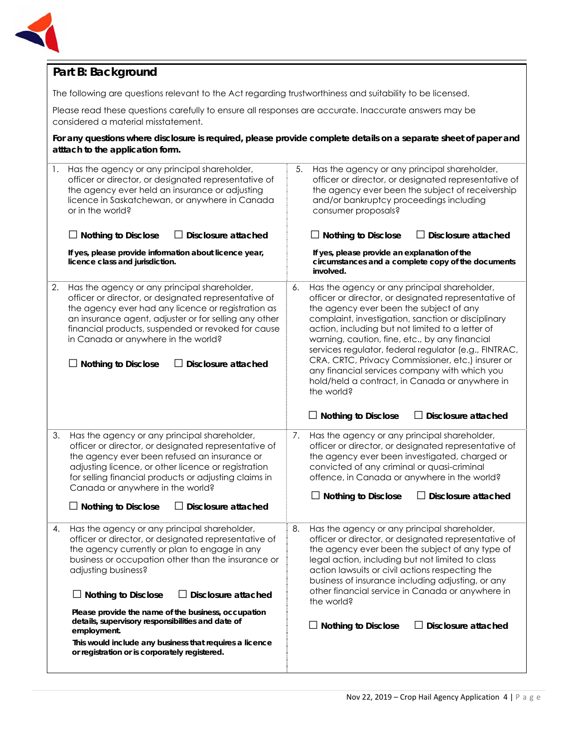## Part B: Background

The following are questions relevant to the Act regarding trustworthiness and suitability to be licensed.

Please read these questions carefully to ensure all responses are accurate. Inaccurate answers may be considered a material misstatement.

**For any questions where disclosure is required, please provide complete details on a separate sheet of paper and atttach to the application form.**

1. Has the agency or any principal shareholder, officer or director, or designated representative of the agency ever held an insurance or adjusting licence in Saskatchewan, or anywhere in Canada or in the world?

   ☐ **Nothing to Disclose** ☐ **Disclosure attached**

   **If yes, please provide information about licence year, licence class and jurisdiction.**

2. Has the agency or any principal shareholder, officer or director, or designated representative of the agency ever had any licence or registration as an insurance agent, adjuster or for selling any other financial products, suspended or revoked for cause in Canada or anywhere in the world?

   ☐ **Nothing to Disclose** ☐ **Disclosure attached**

3. Has the agency or any principal shareholder, officer or director, or designated representative of the agency ever been refused an insurance or adjusting licence, or other licence or registration for selling financial products or adjusting claims in Canada or anywhere in the world?

   ☐ **Nothing to Disclose** ☐ **Disclosure attached**

4. Has the agency or any principal shareholder, officer or director, or designated representative of the agency currently or plan to engage in any business or occupation other than the insurance or adjusting business?

   ☐ **Nothing to Disclose** ☐ **Disclosure attached**

   **Please provide the name of the business, occupation details, supervisory responsibilities and date of employment.**

   **This would include any business that requires a licence or registration or is corporately registered.**

5. Has the agency or any principal shareholder, officer or director, or designated representative of the agency ever been the subject of receivership and/or bankruptcy proceedings including consumer proposals?

   ☐ **Nothing to Disclose** ☐ **Disclosure attached**

   **If yes, please provide an explanation of the circumstances and a complete copy of the documents involved.**

6. Has the agency or any principal shareholder, officer or director, or designated representative of the agency ever been the subject of any complaint, investigation, sanction or disciplinary action, including but not limited to a letter of warning, caution, fine, etc., by any financial services regulator, federal regulator (e.g., FINTRAC, CRA, CRTC, Privacy Commissioner, etc.) insurer or any financial services company with which you hold/held a contract, in Canada or anywhere in the world?

   ☐ **Nothing to Disclose** ☐ **Disclosure attached**

7. Has the agency or any principal shareholder, officer or director, or designated representative of the agency ever been investigated, charged or convicted of any criminal or quasi-criminal offence, in Canada or anywhere in the world?

   ☐ **Nothing to Disclose** ☐ **Disclosure attached**

8. Has the agency or any principal shareholder, officer or director, or designated representative of the agency ever been the subject of any type of legal action, including but not limited to class action lawsuits or civil actions respecting the business of insurance including adjusting, or any other financial service in Canada or anywhere in the world?

   ☐ **Nothing to Disclose** ☐ **Disclosure attached**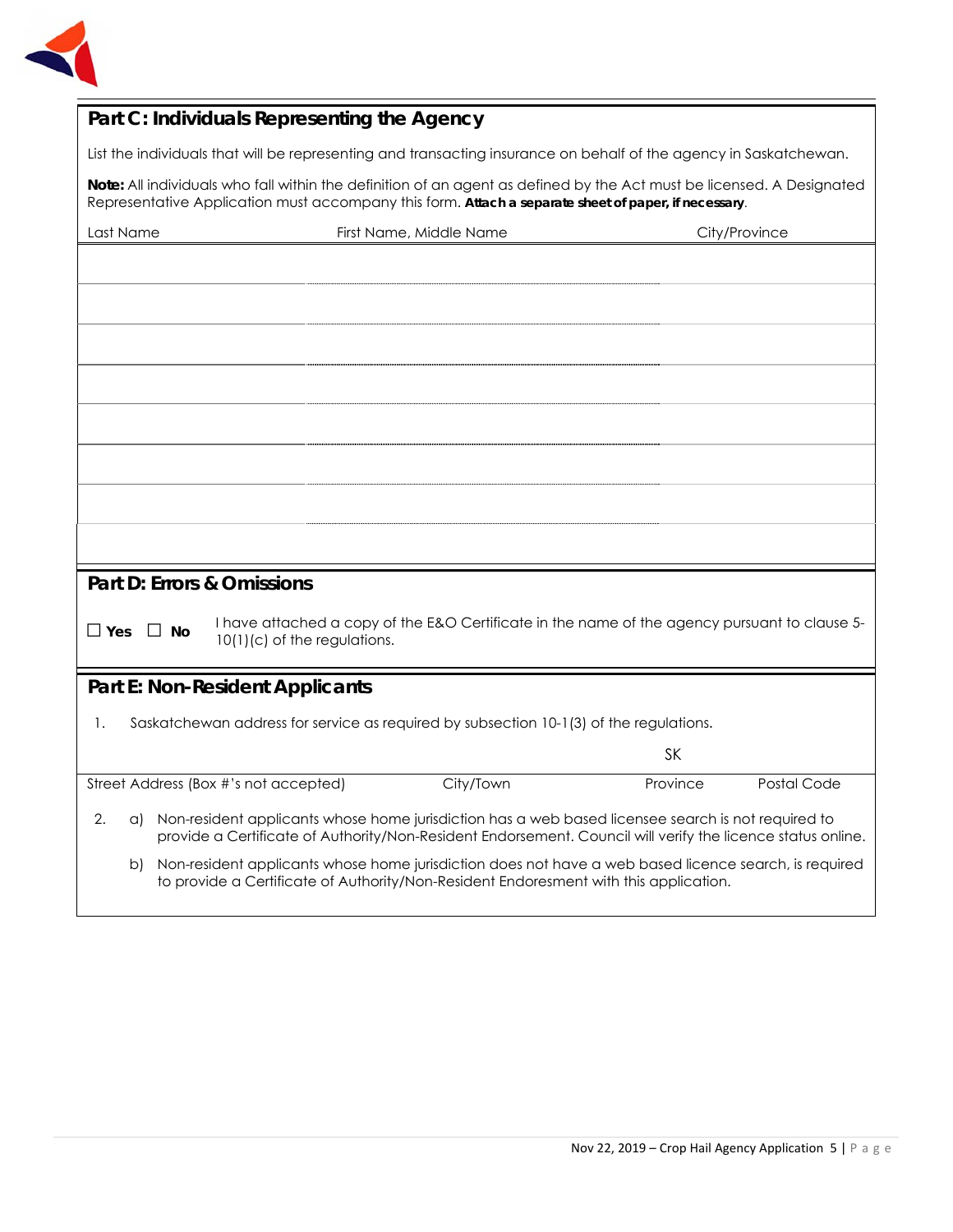## Part C: Individuals Representing the Agency

List the individuals that will be representing and transacting insurance on behalf of the agency in Saskatchewan.

**Note:** All individuals who fall within the definition of an agent as defined by the Act must be licensed. A Designated Representative Application must accompany this form. **Attach a separate sheet of paper, if necessary**.

| Last Name | First Name, Middle Name | City/Province |
|---|---|---|
| | | |
| | | |
| | | |
| | | |
| | | |
| | | |
| | | |
| | | |

## Part D: Errors & Omissions

☐ **Yes** ☐ **No** I have attached a copy of the E&O Certificate in the name of the agency pursuant to clause 5-10(1)(c) of the regulations.

## Part E: Non-Resident Applicants

1. Saskatchewan address for service as required by subsection 10-1(3) of the regulations.

| Street Address (Box #'s not accepted) | City/Town | Province | Postal Code |
|---|---|---|---|
| | | SK | |

2. a) Non-resident applicants whose home jurisdiction has a web based licensee search is not required to provide a Certificate of Authority/Non-Resident Endorsement. Council will verify the licence status online.

   b) Non-resident applicants whose home jurisdiction does not have a web based licence search, is required to provide a Certificate of Authority/Non-Resident Endorsement with this application.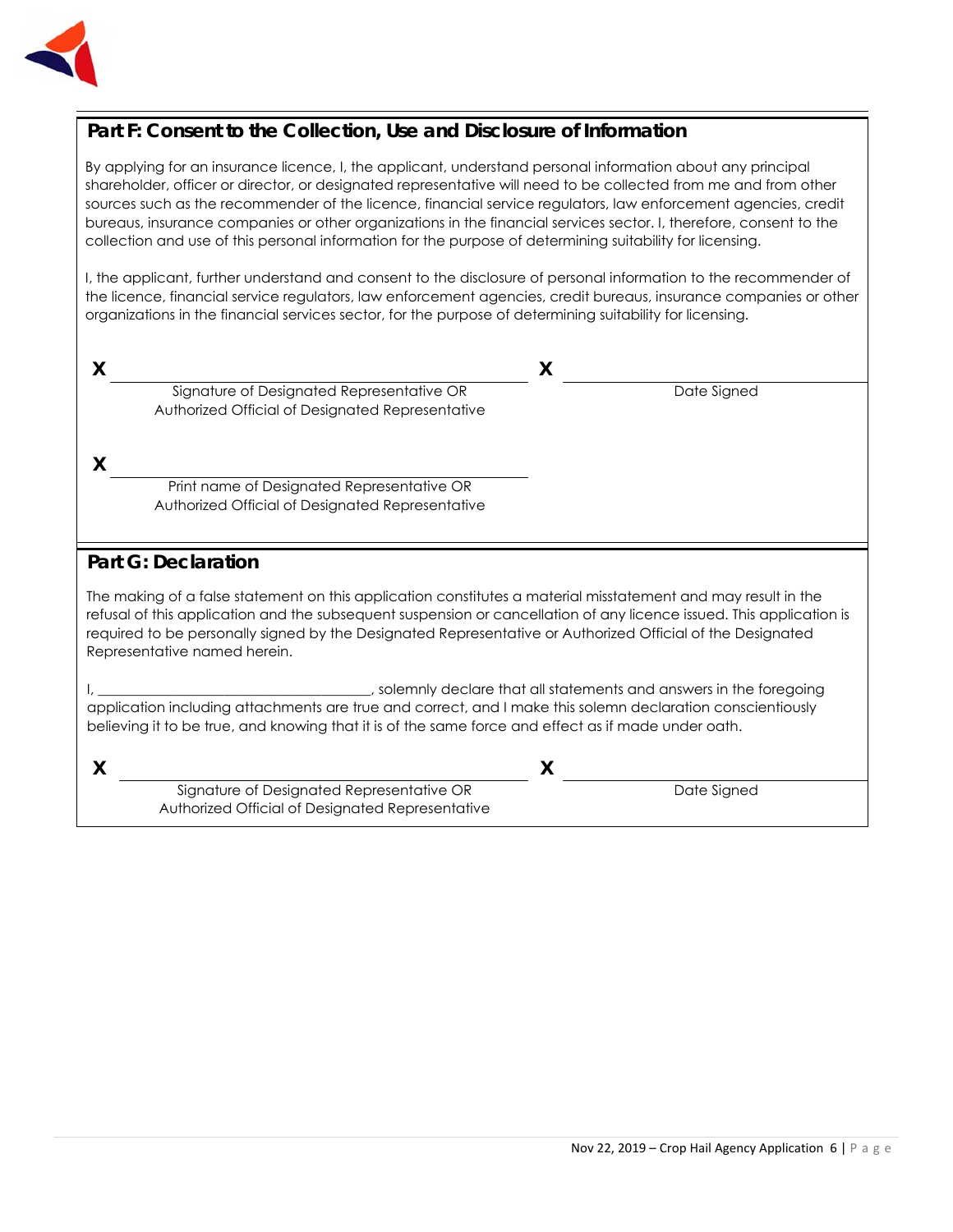## Part F: Consent to the Collection, Use and Disclosure of Information

By applying for an insurance licence, I, the applicant, understand personal information about any principal shareholder, officer or director, or designated representative will need to be collected from me and from other sources such as the recommender of the licence, financial service regulators, law enforcement agencies, credit bureaus, insurance companies or other organizations in the financial services sector. I, therefore, consent to the collection and use of this personal information for the purpose of determining suitability for licensing.

I, the applicant, further understand and consent to the disclosure of personal information to the recommender of the licence, financial service regulators, law enforcement agencies, credit bureaus, insurance companies or other organizations in the financial services sector, for the purpose of determining suitability for licensing.

**X** ______________________________________________
Signature of Designated Representative OR Authorized Official of Designated Representative

**X** ______________________________
Date Signed

**X** ______________________________________________
Print name of Designated Representative OR Authorized Official of Designated Representative

## Part G: Declaration

The making of a false statement on this application constitutes a material misstatement and may result in the refusal of this application and the subsequent suspension or cancellation of any licence issued. This application is required to be personally signed by the Designated Representative or Authorized Official of the Designated Representative named herein.

I, ____________________________________, solemnly declare that all statements and answers in the foregoing application including attachments are true and correct, and I make this solemn declaration conscientiously believing it to be true, and knowing that it is of the same force and effect as if made under oath.

**X** ______________________________________________
Signature of Designated Representative OR Authorized Official of Designated Representative

**X** ______________________________
Date Signed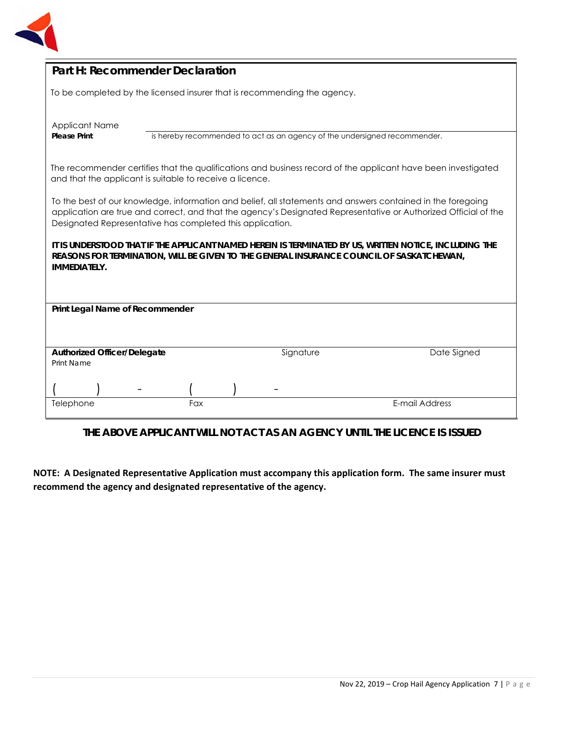## Part H: Recommender Declaration

To be completed by the licensed insurer that is recommending the agency.

Applicant Name
**Please Print** ______________________ is hereby recommended to act as an agency of the undersigned recommender.

The recommender certifies that the qualifications and business record of the applicant have been investigated and that the applicant is suitable to receive a licence.

To the best of our knowledge, information and belief, all statements and answers contained in the foregoing application are true and correct, and that the agency's Designated Representative or Authorized Official of the Designated Representative has completed this application.

**IT IS UNDERSTOOD THAT IF THE APPLICANT NAMED HEREIN IS TERMINATED BY US, WRITTEN NOTICE, INCLUDING THE REASONS FOR TERMINATION, WILL BE GIVEN TO THE GENERAL INSURANCE COUNCIL OF SASKATCHEWAN, IMMEDIATELY.**

**Print Legal Name of Recommender**

| **Authorized Officer/Delegate** Print Name | Signature | Date Signed |
|---|---|---|
| ( ) - | ( ) - | |
| Telephone | Fax | E-mail Address |

**THE ABOVE APPLICANT WILL NOT ACT AS AN AGENCY UNTIL THE LICENCE IS ISSUED**

**NOTE: A Designated Representative Application must accompany this application form. The same insurer must recommend the agency and designated representative of the agency.**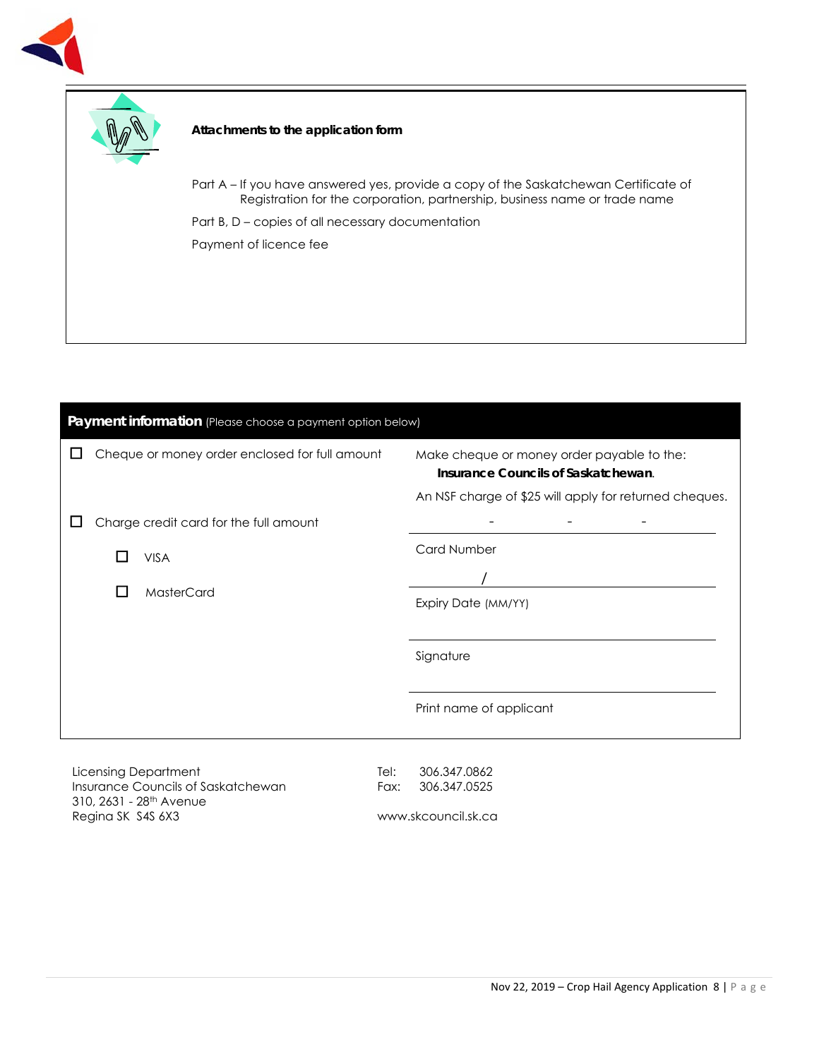**Attachments to the application form**

Part A – If you have answered yes, provide a copy of the Saskatchewan Certificate of Registration for the corporation, partnership, business name or trade name

Part B, D – copies of all necessary documentation

Payment of licence fee

| **Payment information** (Please choose a payment option below) | |
|---|---|
| ☐ Cheque or money order enclosed for full amount | Make cheque or money order payable to the: **Insurance Councils of Saskatchewan**. An NSF charge of $25 will apply for returned cheques. |
| ☐ Charge credit card for the full amount | ______ - ______ - ______ - ______ Card Number |
| ☐ VISA | ______ / ______ Expiry Date (MM/YY) |
| ☐ MasterCard | ____________________ Signature |
| | ____________________ Print name of applicant |

Licensing Department
Insurance Councils of Saskatchewan
310, 2631 - 28th Avenue
Regina SK S4S 6X3

Tel: 306.347.0862
Fax: 306.347.0525

www.skcouncil.sk.ca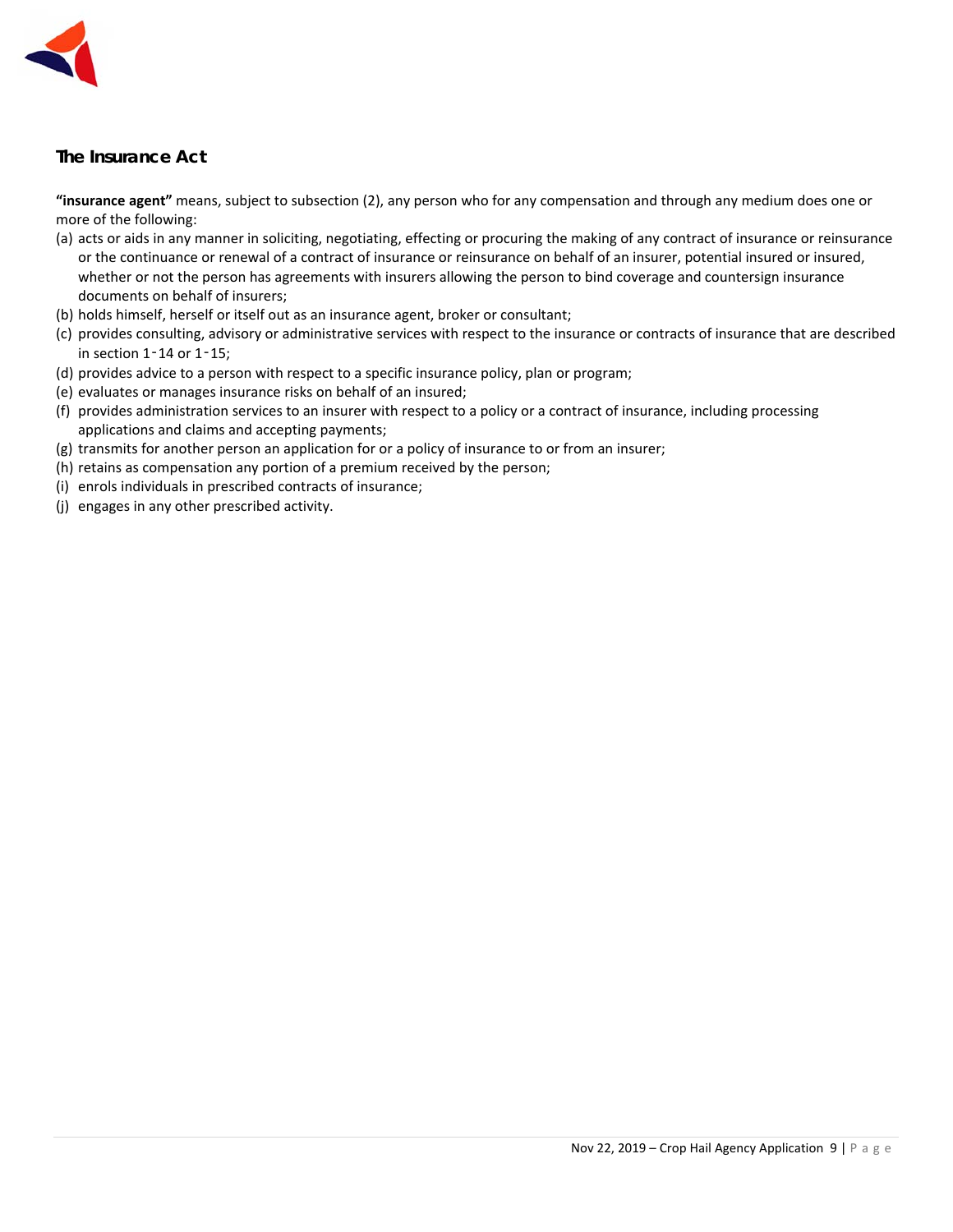## The Insurance Act

**"insurance agent"** means, subject to subsection (2), any person who for any compensation and through any medium does one or more of the following:

(a) acts or aids in any manner in soliciting, negotiating, effecting or procuring the making of any contract of insurance or reinsurance or the continuance or renewal of a contract of insurance or reinsurance on behalf of an insurer, potential insured or insured, whether or not the person has agreements with insurers allowing the person to bind coverage and countersign insurance documents on behalf of insurers;

(b) holds himself, herself or itself out as an insurance agent, broker or consultant;

(c) provides consulting, advisory or administrative services with respect to the insurance or contracts of insurance that are described in section 1‑14 or 1‑15;

(d) provides advice to a person with respect to a specific insurance policy, plan or program;

(e) evaluates or manages insurance risks on behalf of an insured;

(f) provides administration services to an insurer with respect to a policy or a contract of insurance, including processing applications and claims and accepting payments;

(g) transmits for another person an application for or a policy of insurance to or from an insurer;

(h) retains as compensation any portion of a premium received by the person;

(i) enrols individuals in prescribed contracts of insurance;

(j) engages in any other prescribed activity.